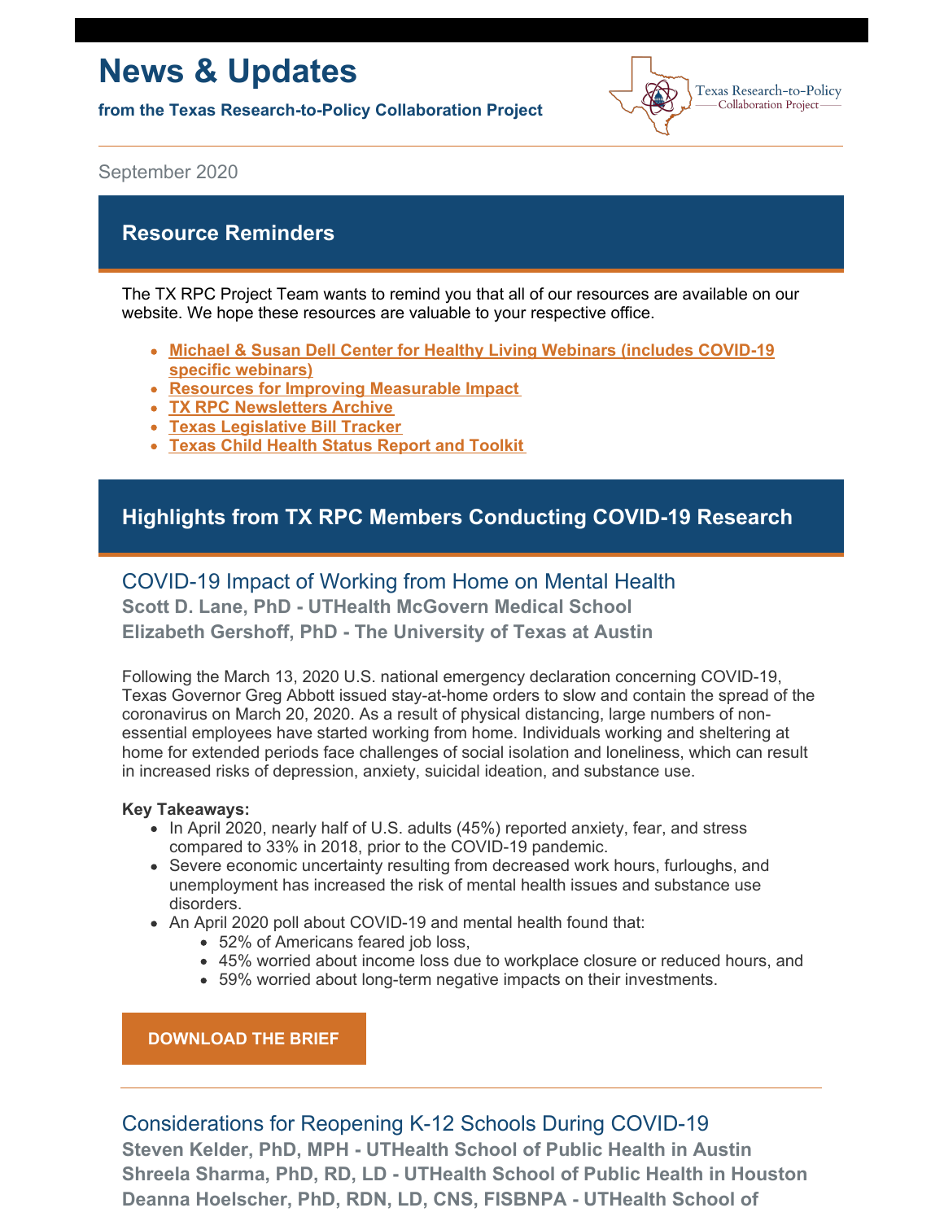# News & Updates

**from the Texas Research-to-Policy Collaboration Project**

Texas Research-to-Policy Collaboration Project

September 2020

## Resource Reminders

The TX RPC Project Team wants to remind you that all of our resources are available on our website. We hope these resources are valuable to your respective office.

- **Michael & Susan Dell Center for Healthy Living Webinars (includes COVID-19 specific webinars)**
- **Resources for Improving Measurable Impact**
- **TX RPC Newsletters Archive**
- **Texas Legislative Bill Tracker**
- **Texas Child Health Status Report and Toolkit**

## Highlights from TX RPC Members Conducting COVID-19 Research

### COVID-19 Impact of Working from Home on Mental Health

**Scott D. Lane, PhD - UTHealth McGovern Medical School**
**Elizabeth Gershoff, PhD - The University of Texas at Austin**

Following the March 13, 2020 U.S. national emergency declaration concerning COVID-19, Texas Governor Greg Abbott issued stay-at-home orders to slow and contain the spread of the coronavirus on March 20, 2020. As a result of physical distancing, large numbers of non-essential employees have started working from home. Individuals working and sheltering at home for extended periods face challenges of social isolation and loneliness, which can result in increased risks of depression, anxiety, suicidal ideation, and substance use.

**Key Takeaways:**

- In April 2020, nearly half of U.S. adults (45%) reported anxiety, fear, and stress compared to 33% in 2018, prior to the COVID-19 pandemic.
- Severe economic uncertainty resulting from decreased work hours, furloughs, and unemployment has increased the risk of mental health issues and substance use disorders.
- An April 2020 poll about COVID-19 and mental health found that:
  - 52% of Americans feared job loss,
  - 45% worried about income loss due to workplace closure or reduced hours, and
  - 59% worried about long-term negative impacts on their investments.

**DOWNLOAD THE BRIEF**

---

### Considerations for Reopening K-12 Schools During COVID-19

**Steven Kelder, PhD, MPH - UTHealth School of Public Health in Austin**
**Shreela Sharma, PhD, RD, LD - UTHealth School of Public Health in Houston**
**Deanna Hoelscher, PhD, RDN, LD, CNS, FISBNPA - UTHealth School of**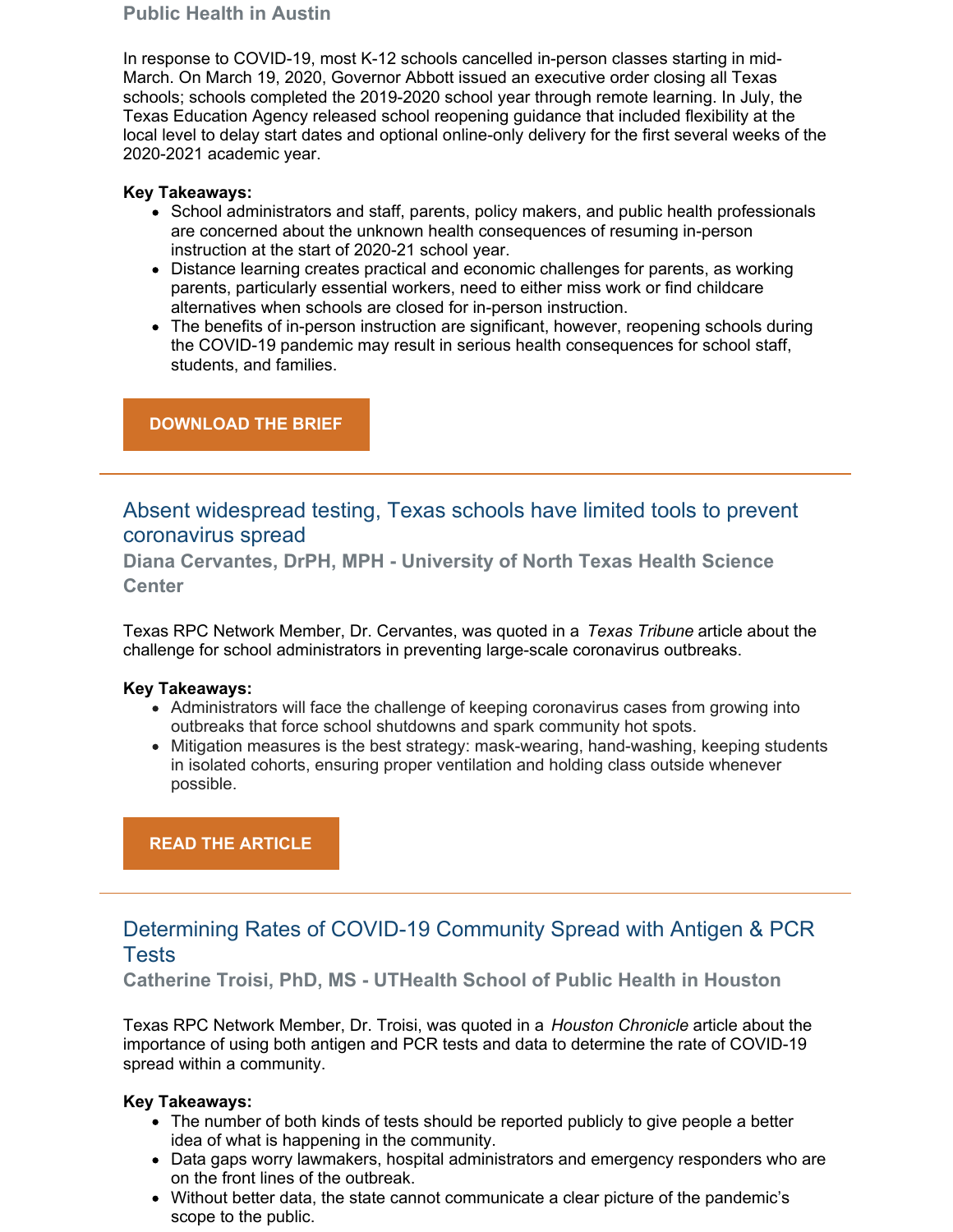**Public Health in Austin**

In response to COVID-19, most K-12 schools cancelled in-person classes starting in mid-March. On March 19, 2020, Governor Abbott issued an executive order closing all Texas schools; schools completed the 2019-2020 school year through remote learning. In July, the Texas Education Agency released school reopening guidance that included flexibility at the local level to delay start dates and optional online-only delivery for the first several weeks of the 2020-2021 academic year.

**Key Takeaways:**

- School administrators and staff, parents, policy makers, and public health professionals are concerned about the unknown health consequences of resuming in-person instruction at the start of 2020-21 school year.
- Distance learning creates practical and economic challenges for parents, as working parents, particularly essential workers, need to either miss work or find childcare alternatives when schools are closed for in-person instruction.
- The benefits of in-person instruction are significant, however, reopening schools during the COVID-19 pandemic may result in serious health consequences for school staff, students, and families.

**DOWNLOAD THE BRIEF**

---

## Absent widespread testing, Texas schools have limited tools to prevent coronavirus spread

**Diana Cervantes, DrPH, MPH - University of North Texas Health Science Center**

Texas RPC Network Member, Dr. Cervantes, was quoted in a *Texas Tribune* article about the challenge for school administrators in preventing large-scale coronavirus outbreaks.

**Key Takeaways:**

- Administrators will face the challenge of keeping coronavirus cases from growing into outbreaks that force school shutdowns and spark community hot spots.
- Mitigation measures is the best strategy: mask-wearing, hand-washing, keeping students in isolated cohorts, ensuring proper ventilation and holding class outside whenever possible.

**READ THE ARTICLE**

---

## Determining Rates of COVID-19 Community Spread with Antigen & PCR Tests

**Catherine Troisi, PhD, MS - UTHealth School of Public Health in Houston**

Texas RPC Network Member, Dr. Troisi, was quoted in a *Houston Chronicle* article about the importance of using both antigen and PCR tests and data to determine the rate of COVID-19 spread within a community.

**Key Takeaways:**

- The number of both kinds of tests should be reported publicly to give people a better idea of what is happening in the community.
- Data gaps worry lawmakers, hospital administrators and emergency responders who are on the front lines of the outbreak.
- Without better data, the state cannot communicate a clear picture of the pandemic's scope to the public.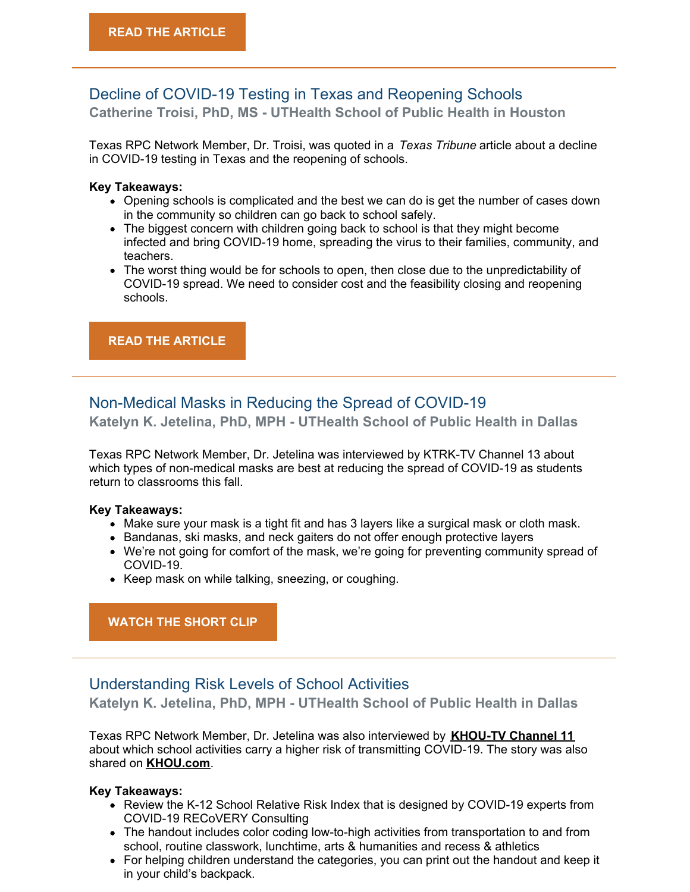READ THE ARTICLE

---

## Decline of COVID-19 Testing in Texas and Reopening Schools

### Catherine Troisi, PhD, MS - UTHealth School of Public Health in Houston

Texas RPC Network Member, Dr. Troisi, was quoted in a *Texas Tribune* article about a decline in COVID-19 testing in Texas and the reopening of schools.

**Key Takeaways:**

- Opening schools is complicated and the best we can do is get the number of cases down in the community so children can go back to school safely.
- The biggest concern with children going back to school is that they might become infected and bring COVID-19 home, spreading the virus to their families, community, and teachers.
- The worst thing would be for schools to open, then close due to the unpredictability of COVID-19 spread. We need to consider cost and the feasibility closing and reopening schools.

READ THE ARTICLE

---

## Non-Medical Masks in Reducing the Spread of COVID-19

### Katelyn K. Jetelina, PhD, MPH - UTHealth School of Public Health in Dallas

Texas RPC Network Member, Dr. Jetelina was interviewed by KTRK-TV Channel 13 about which types of non-medical masks are best at reducing the spread of COVID-19 as students return to classrooms this fall.

**Key Takeaways:**

- Make sure your mask is a tight fit and has 3 layers like a surgical mask or cloth mask.
- Bandanas, ski masks, and neck gaiters do not offer enough protective layers
- We're not going for comfort of the mask, we're going for preventing community spread of COVID-19.
- Keep mask on while talking, sneezing, or coughing.

WATCH THE SHORT CLIP

---

## Understanding Risk Levels of School Activities

### Katelyn K. Jetelina, PhD, MPH - UTHealth School of Public Health in Dallas

Texas RPC Network Member, Dr. Jetelina was also interviewed by **KHOU-TV Channel 11** about which school activities carry a higher risk of transmitting COVID-19. The story was also shared on **KHOU.com**.

**Key Takeaways:**

- Review the K-12 School Relative Risk Index that is designed by COVID-19 experts from COVID-19 RECoVERY Consulting
- The handout includes color coding low-to-high activities from transportation to and from school, routine classwork, lunchtime, arts & humanities and recess & athletics
- For helping children understand the categories, you can print out the handout and keep it in your child's backpack.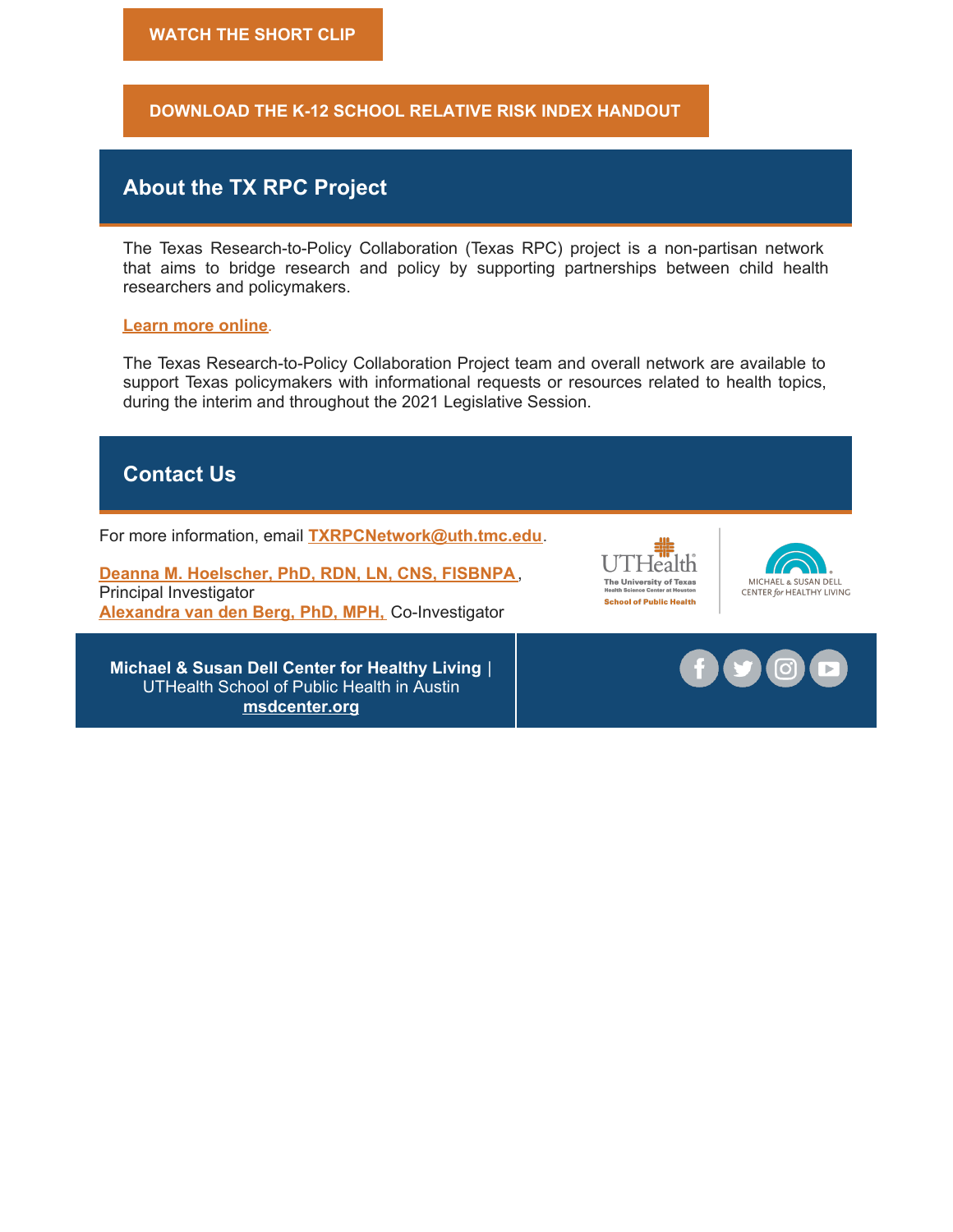**WATCH THE SHORT CLIP**

**DOWNLOAD THE K-12 SCHOOL RELATIVE RISK INDEX HANDOUT**

## About the TX RPC Project

The Texas Research-to-Policy Collaboration (Texas RPC) project is a non-partisan network that aims to bridge research and policy by supporting partnerships between child health researchers and policymakers.

**Learn more online**.

The Texas Research-to-Policy Collaboration Project team and overall network are available to support Texas policymakers with informational requests or resources related to health topics, during the interim and throughout the 2021 Legislative Session.

## Contact Us

For more information, email **TXRPCNetwork@uth.tmc.edu**.

**Deanna M. Hoelscher, PhD, RDN, LN, CNS, FISBNPA**, Principal Investigator
**Alexandra van den Berg, PhD, MPH,** Co-Investigator

UTHealth The University of Texas Health Science Center at Houston School of Public Health

MICHAEL & SUSAN DELL CENTER *for* HEALTHY LIVING

**Michael & Susan Dell Center for Healthy Living** | UTHealth School of Public Health in Austin
**msdcenter.org**